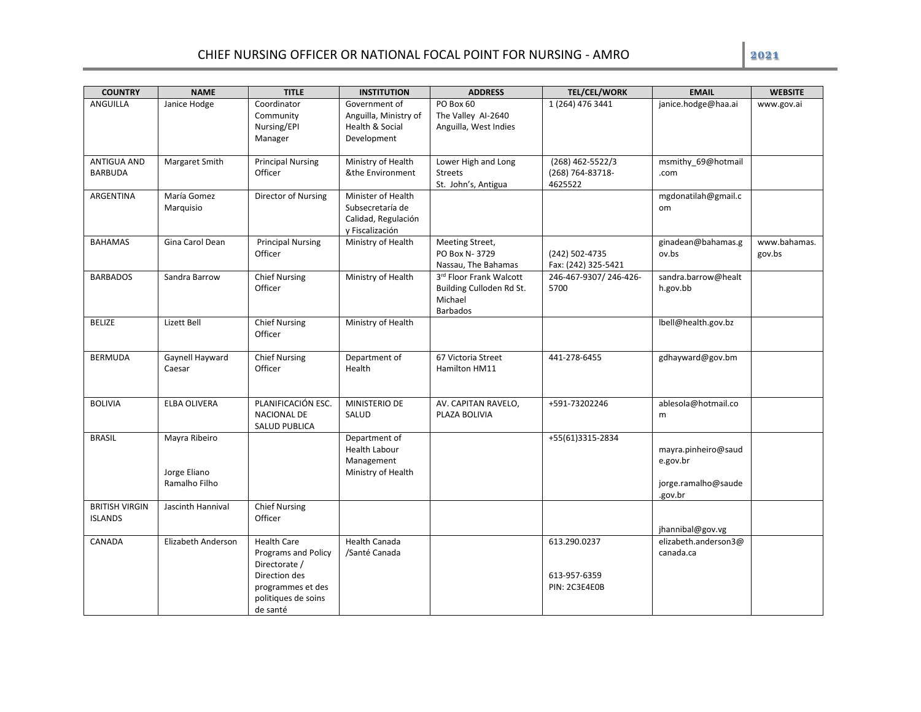# CHIEF NURSING OFFICER OR NATIONAL FOCAL POINT FOR NURSING - AMRO

**2021**

| COUNTRY | NAME | TITLE | INSTITUTION | ADDRESS | TEL/CEL/WORK | EMAIL | WEBSITE |
|---|---|---|---|---|---|---|---|
| ANGUILLA | Janice Hodge | Coordinator Community Nursing/EPI Manager | Government of Anguilla, Ministry of Health & Social Development | PO Box 60 The Valley AI-2640 Anguilla, West Indies | 1 (264) 476 3441 | janice.hodge@haa.ai | www.gov.ai |
| ANTIGUA AND BARBUDA | Margaret Smith | Principal Nursing Officer | Ministry of Health &the Environment | Lower High and Long Streets St. John's, Antigua | (268) 462-5522/3 (268) 764-83718-4625522 | msmithy_69@hotmail.com | |
| ARGENTINA | María Gomez Marquisio | Director of Nursing | Minister of Health Subsecretaría de Calidad, Regulación y Fiscalización | | | mgdonatilah@gmail.com | |
| BAHAMAS | Gina Carol Dean | Principal Nursing Officer | Ministry of Health | Meeting Street, PO Box N- 3729 Nassau, The Bahamas | (242) 502-4735 Fax: (242) 325-5421 | ginadean@bahamas.gov.bs | www.bahamas.gov.bs |
| BARBADOS | Sandra Barrow | Chief Nursing Officer | Ministry of Health | 3rd Floor Frank Walcott Building Culloden Rd St. Michael Barbados | 246-467-9307/ 246-426-5700 | sandra.barrow@health.gov.bb | |
| BELIZE | Lizett Bell | Chief Nursing Officer | Ministry of Health | | | lbell@health.gov.bz | |
| BERMUDA | Gaynell Hayward Caesar | Chief Nursing Officer | Department of Health | 67 Victoria Street Hamilton HM11 | 441-278-6455 | gdhayward@gov.bm | |
| BOLIVIA | ELBA OLIVERA | PLANIFICACIÓN ESC. NACIONAL DE SALUD PUBLICA | MINISTERIO DE SALUD | AV. CAPITAN RAVELO, PLAZA BOLIVIA | +591-73202246 | ablesola@hotmail.com | |
| BRASIL | Mayra Ribeiro<br><br>Jorge Eliano Ramalho Filho | | Department of Health Labour Management Ministry of Health | | +55(61)3315-2834 | mayra.pinheiro@saude.gov.br<br><br>jorge.ramalho@saude.gov.br | |
| BRITISH VIRGIN ISLANDS | Jascinth Hannival | Chief Nursing Officer | | | | jhannibal@gov.vg | |
| CANADA | Elizabeth Anderson | Health Care Programs and Policy Directorate / Direction des programmes et des politiques de soins de santé | Health Canada /Santé Canada | | 613.290.0237<br><br>613-957-6359 PIN: 2C3E4E0B | elizabeth.anderson3@canada.ca | |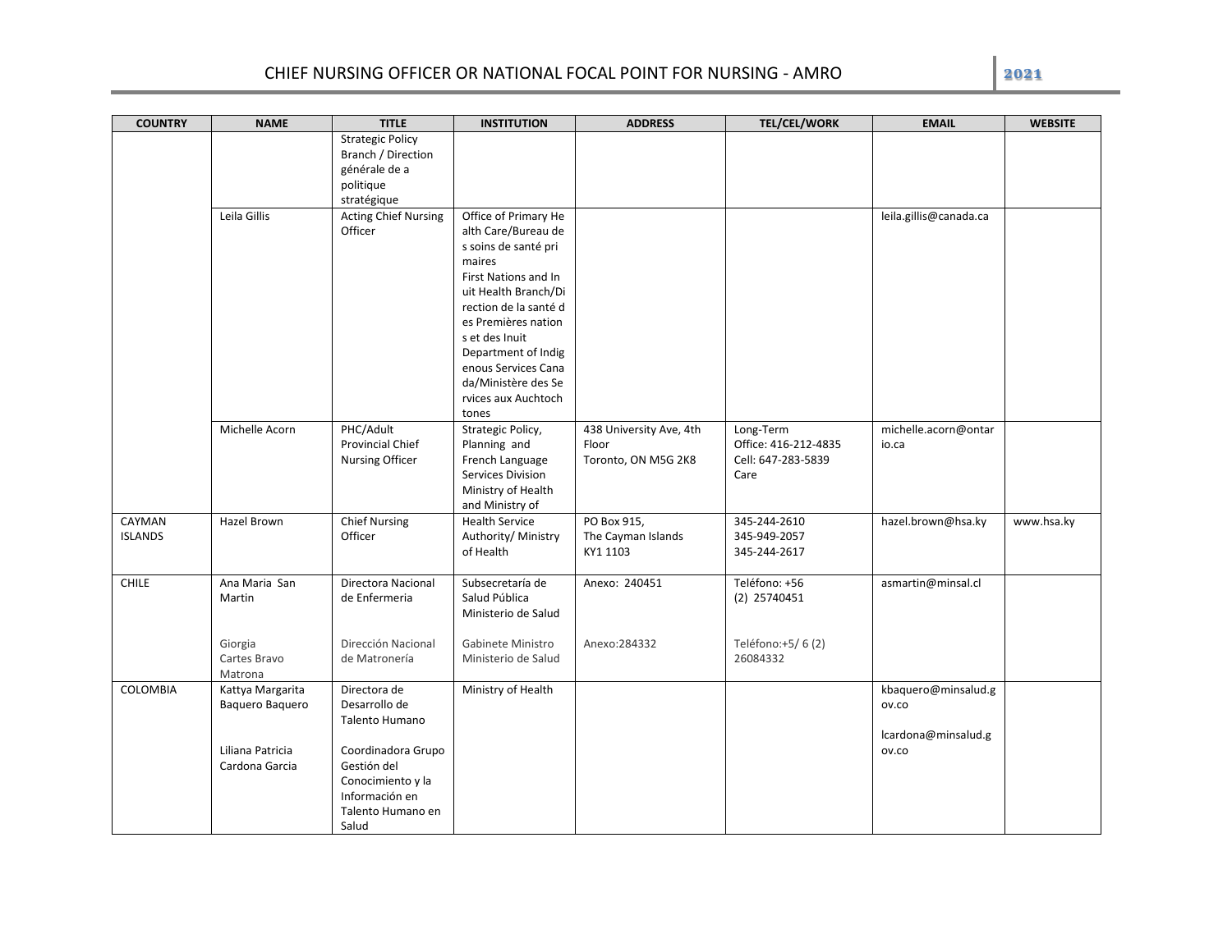| COUNTRY | NAME | TITLE | INSTITUTION | ADDRESS | TEL/CEL/WORK | EMAIL | WEBSITE |
|---|---|---|---|---|---|---|---|
| | | Strategic Policy Branch / Direction générale de a politique stratégique | | | | | |
| | Leila Gillis | Acting Chief Nursing Officer | Office of Primary Health Care/Bureau des soins de santé primaires<br>First Nations and Inuit Health Branch/Direction de la santé des Premières nations et des Inuit<br>Department of Indigenous Services Canada/Ministère des Services aux Auchtochtones | | | leila.gillis@canada.ca | |
| | Michelle Acorn | PHC/Adult Provincial Chief Nursing Officer | Strategic Policy, Planning and French Language Services Division Ministry of Health and Ministry of | 438 University Ave, 4th Floor<br>Toronto, ON M5G 2K8 | Long-Term<br>Office: 416-212-4835<br>Cell: 647-283-5839<br>Care | michelle.acorn@ontario.ca | |
| CAYMAN ISLANDS | Hazel Brown | Chief Nursing Officer | Health Service Authority/ Ministry of Health | PO Box 915,<br>The Cayman Islands<br>KY1 1103 | 345-244-2610<br>345-949-2057<br>345-244-2617 | hazel.brown@hsa.ky | www.hsa.ky |
| CHILE | Ana Maria San Martin<br><br>Giorgia Cartes Bravo Matrona | Directora Nacional de Enfermeria<br><br>Dirección Nacional de Matronería | Subsecretaría de Salud Pública Ministerio de Salud<br><br>Gabinete Ministro Ministerio de Salud | Anexo: 240451<br><br>Anexo:284332 | Teléfono: +56 (2) 25740451<br><br>Teléfono:+5/ 6 (2) 26084332 | asmartin@minsal.cl | |
| COLOMBIA | Kattya Margarita Baquero Baquero<br><br>Liliana Patricia Cardona Garcia | Directora de Desarrollo de Talento Humano<br><br>Coordinadora Grupo Gestión del Conocimiento y la Información en Talento Humano en Salud | Ministry of Health | | | kbaquero@minsalud.gov.co<br><br>lcardona@minsalud.gov.co | |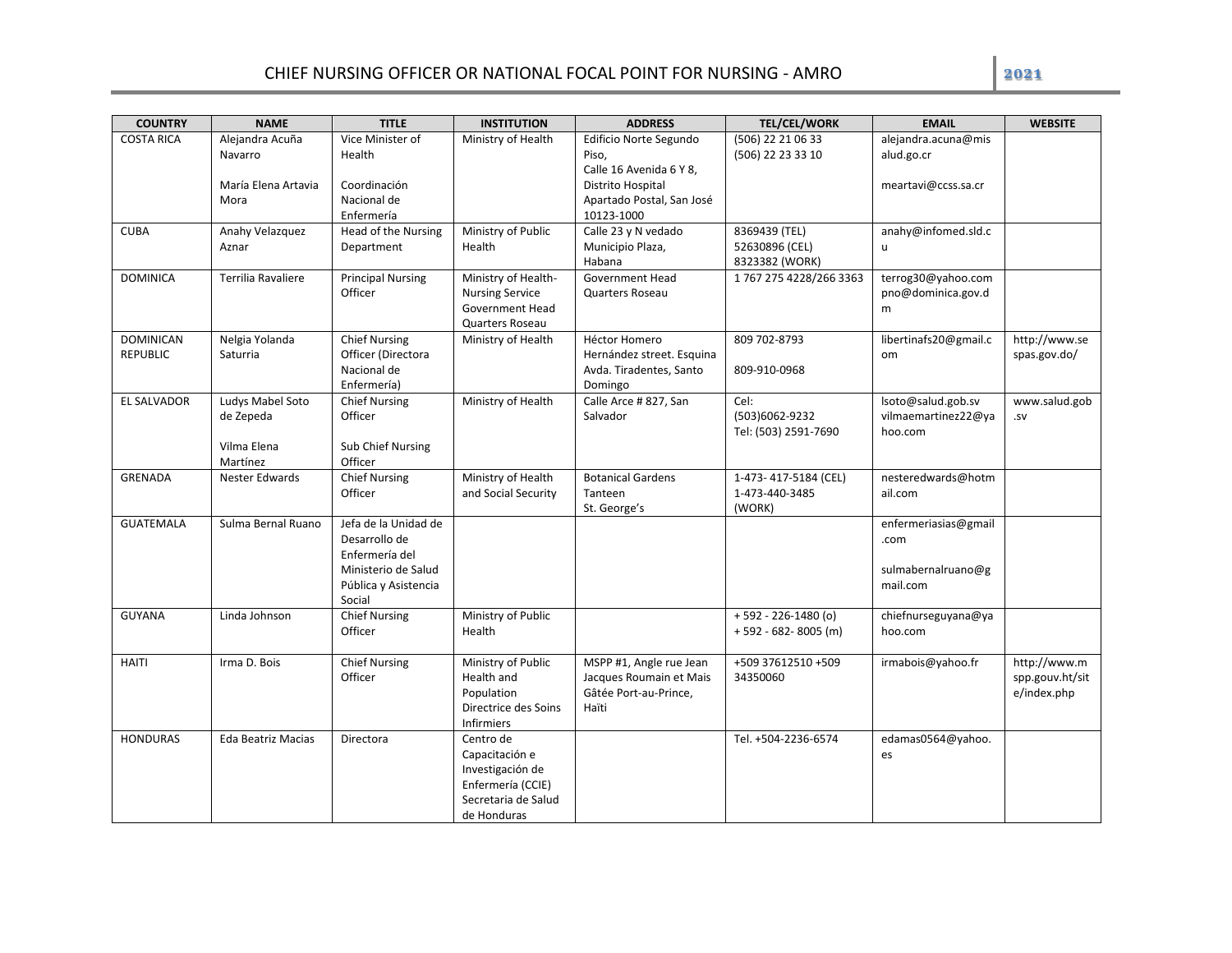# CHIEF NURSING OFFICER OR NATIONAL FOCAL POINT FOR NURSING - AMRO

| COUNTRY | NAME | TITLE | INSTITUTION | ADDRESS | TEL/CEL/WORK | EMAIL | WEBSITE |
|---|---|---|---|---|---|---|---|
| COSTA RICA | Alejandra Acuña Navarro<br><br>María Elena Artavia Mora | Vice Minister of Health<br><br>Coordinación Nacional de Enfermería | Ministry of Health | Edificio Norte Segundo Piso, Calle 16 Avenida 6 Y 8, Distrito Hospital Apartado Postal, San José 10123-1000 | (506) 22 21 06 33<br>(506) 22 23 33 10 | alejandra.acuna@misalud.go.cr<br><br>meartavi@ccss.sa.cr | |
| CUBA | Anahy Velazquez Aznar | Head of the Nursing Department | Ministry of Public Health | Calle 23 y N vedado Municipio Plaza, Habana | 8369439 (TEL)<br>52630896 (CEL)<br>8323382 (WORK) | anahy@infomed.sld.cu | |
| DOMINICA | Terrilia Ravaliere | Principal Nursing Officer | Ministry of Health-Nursing Service Government Head Quarters Roseau | Government Head Quarters Roseau | 1 767 275 4228/266 3363 | terrog30@yahoo.com<br>pno@dominica.gov.dm | |
| DOMINICAN REPUBLIC | Nelgia Yolanda Saturria | Chief Nursing Officer (Directora Nacional de Enfermería) | Ministry of Health | Héctor Homero Hernández street. Esquina Avda. Tiradentes, Santo Domingo | 809 702-8793<br><br>809-910-0968 | libertinafs20@gmail.com | http://www.sespas.gov.do/ |
| EL SALVADOR | Ludys Mabel Soto de Zepeda<br><br>Vilma Elena Martínez | Chief Nursing Officer<br><br>Sub Chief Nursing Officer | Ministry of Health | Calle Arce # 827, San Salvador | Cel: (503)6062-9232<br>Tel: (503) 2591-7690 | lsoto@salud.gob.sv<br>vilmaemartinez22@yahoo.com | www.salud.gob.sv |
| GRENADA | Nester Edwards | Chief Nursing Officer | Ministry of Health and Social Security | Botanical Gardens Tanteen St. George's | 1-473- 417-5184 (CEL)<br>1-473-440-3485 (WORK) | nesteredwards@hotmail.com | |
| GUATEMALA | Sulma Bernal Ruano | Jefa de la Unidad de Desarrollo de Enfermería del Ministerio de Salud Pública y Asistencia Social | | | | enfermeriasias@gmail.com<br><br>sulmabernalruano@gmail.com | |
| GUYANA | Linda Johnson | Chief Nursing Officer | Ministry of Public Health | | + 592 - 226-1480 (o)<br>+ 592 - 682- 8005 (m) | chiefnurseguyana@yahoo.com | |
| HAITI | Irma D. Bois | Chief Nursing Officer | Ministry of Public Health and Population Directrice des Soins Infirmiers | MSPP #1, Angle rue Jean Jacques Roumain et Mais Gâtée Port-au-Prince, Haïti | +509 37612510 +509 34350060 | irmabois@yahoo.fr | http://www.mspp.gouv.ht/site/index.php |
| HONDURAS | Eda Beatriz Macias | Directora | Centro de Capacitación e Investigación de Enfermería (CCIE) Secretaria de Salud de Honduras | | Tel. +504-2236-6574 | edamas0564@yahoo.es | |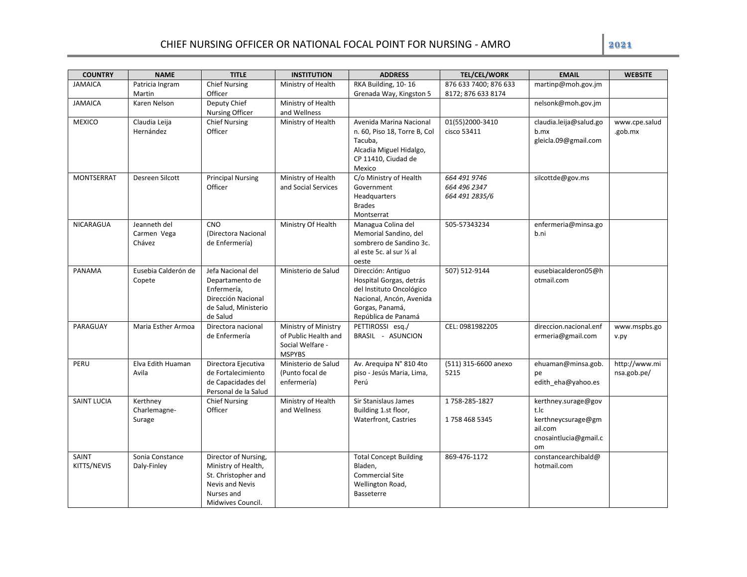# CHIEF NURSING OFFICER OR NATIONAL FOCAL POINT FOR NURSING - AMRO

**2021**

| COUNTRY | NAME | TITLE | INSTITUTION | ADDRESS | TEL/CEL/WORK | EMAIL | WEBSITE |
|---|---|---|---|---|---|---|---|
| JAMAICA | Patricia Ingram Martin | Chief Nursing Officer | Ministry of Health | RKA Building, 10- 16 Grenada Way, Kingston 5 | 876 633 7400; 876 633 8172; 876 633 8174 | martinp@moh.gov.jm | |
| JAMAICA | Karen Nelson | Deputy Chief Nursing Officer | Ministry of Health and Wellness | | | nelsonk@moh.gov.jm | |
| MEXICO | Claudia Leija Hernández | Chief Nursing Officer | Ministry of Health | Avenida Marina Nacional n. 60, Piso 18, Torre B, Col Tacuba, Alcadia Miguel Hidalgo, CP 11410, Ciudad de Mexico | 01(55)2000-3410 cisco 53411 | claudia.leija@salud.gob.mx gleicla.09@gmail.com | www.cpe.salud.gob.mx |
| MONTSERRAT | Desreen Silcott | Principal Nursing Officer | Ministry of Health and Social Services | C/o Ministry of Health Government Headquarters Brades Montserrat | *664 491 9746* *664 496 2347* *664 491 2835/6* | silcottde@gov.ms | |
| NICARAGUA | Jeanneth del Carmen Vega Chávez | CNO (Directora Nacional de Enfermería) | Ministry Of Health | Managua Colina del Memorial Sandino, del sombrero de Sandino 3c. al este 5c. al sur ½ al oeste | 505-57343234 | enfermeria@minsa.gob.ni | |
| PANAMA | Eusebia Calderón de Copete | Jefa Nacional del Departamento de Enfermería, Dirección Nacional de Salud, Ministerio de Salud | Ministerio de Salud | Dirección: Antiguo Hospital Gorgas, detrás del Instituto Oncológico Nacional, Ancón, Avenida Gorgas, Panamá, República de Panamá | 507) 512-9144 | eusebiacalderon05@hotmail.com | |
| PARAGUAY | Maria Esther Armoa | Directora nacional de Enfermería | Ministry of Ministry of Public Health and Social Welfare - MSPYBS | PETTIROSSI esq./ BRASIL - ASUNCION | CEL: 0981982205 | direccion.nacional.enfermeria@gmail.com | www.mspbs.gov.py |
| PERU | Elva Edith Huaman Avila | Directora Ejecutiva de Fortalecimiento de Capacidades del Personal de la Salud | Ministerio de Salud (Punto focal de enfermería) | Av. Arequipa N° 810 4to piso - Jesús Maria, Lima, Perú | (511) 315-6600 anexo 5215 | ehuaman@minsa.gob.pe edith_eha@yahoo.es | http://www.minsa.gob.pe/ |
| SAINT LUCIA | Kerthney Charlemagne-Surage | Chief Nursing Officer | Ministry of Health and Wellness | Sir Stanislaus James Building 1.st floor, Waterfront, Castries | 1 758-285-1827<br><br>1 758 468 5345 | kerthney.surage@govt.lc kerthneycsurage@gmail.com cnosaintlucia@gmail.com | |
| SAINT KITTS/NEVIS | Sonia Constance Daly-Finley | Director of Nursing, Ministry of Health, St. Christopher and Nevis and Nevis Nurses and Midwives Council. | | Total Concept Building Bladen, Commercial Site Wellington Road, Basseterre | 869-476-1172 | constancearchibald@hotmail.com | |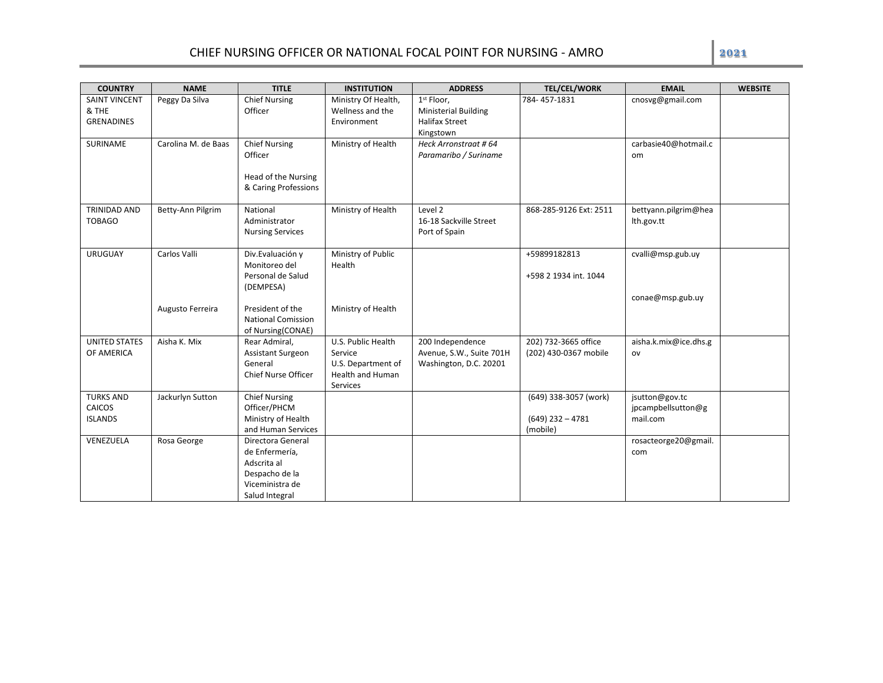# CHIEF NURSING OFFICER OR NATIONAL FOCAL POINT FOR NURSING - AMRO

**2021**

| COUNTRY | NAME | TITLE | INSTITUTION | ADDRESS | TEL/CEL/WORK | EMAIL | WEBSITE |
|---|---|---|---|---|---|---|---|
| SAINT VINCENT & THE GRENADINES | Peggy Da Silva | Chief Nursing Officer | Ministry Of Health, Wellness and the Environment | 1st Floor, Ministerial Building Halifax Street Kingstown | 784- 457-1831 | cnosvg@gmail.com | |
| SURINAME | Carolina M. de Baas | Chief Nursing Officer<br><br>Head of the Nursing & Caring Professions | Ministry of Health | *Heck Arronstraat # 64 Paramaribo / Suriname* | | carbasie40@hotmail.com | |
| TRINIDAD AND TOBAGO | Betty-Ann Pilgrim | National Administrator Nursing Services | Ministry of Health | Level 2 16-18 Sackville Street Port of Spain | 868-285-9126 Ext: 2511 | bettyann.pilgrim@health.gov.tt | |
| URUGUAY | Carlos Valli<br><br>Augusto Ferreira | Div.Evaluación y Monitoreo del Personal de Salud (DEMPESA)<br><br>President of the National Comission of Nursing(CONAE) | Ministry of Public Health<br><br>Ministry of Health | | +59899182813<br><br>+598 2 1934 int. 1044 | cvalli@msp.gub.uy<br><br>conae@msp.gub.uy | |
| UNITED STATES OF AMERICA | Aisha K. Mix | Rear Admiral, Assistant Surgeon General Chief Nurse Officer | U.S. Public Health Service U.S. Department of Health and Human Services | 200 Independence Avenue, S.W., Suite 701H Washington, D.C. 20201 | 202) 732-3665 office (202) 430-0367 mobile | aisha.k.mix@ice.dhs.gov | |
| TURKS AND CAICOS ISLANDS | Jackurlyn Sutton | Chief Nursing Officer/PHCM Ministry of Health and Human Services | | | (649) 338-3057 (work)<br><br>(649) 232 – 4781 (mobile) | jsutton@gov.tc jpcampbellsutton@gmail.com | |
| VENEZUELA | Rosa George | Directora General de Enfermería, Adscrita al Despacho de la Viceministra de Salud Integral | | | | rosacteorge20@gmail.com | |